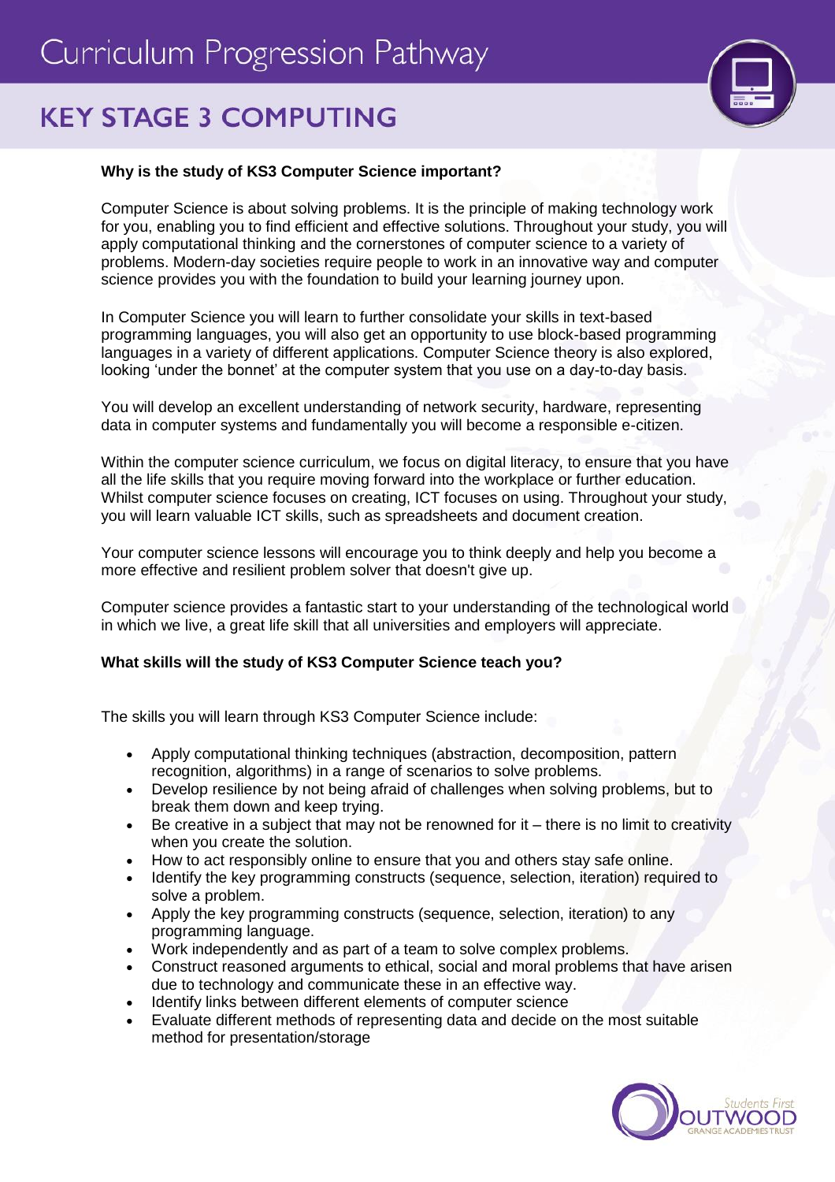# Curriculum Progression Pathway

## KEY STAGE 3 COMPUTING

**Why is the study of KS3 Computer Science important?**

Computer Science is about solving problems. It is the principle of making technology work for you, enabling you to find efficient and effective solutions. Throughout your study, you will apply computational thinking and the cornerstones of computer science to a variety of problems. Modern-day societies require people to work in an innovative way and computer science provides you with the foundation to build your learning journey upon.

In Computer Science you will learn to further consolidate your skills in text-based programming languages, you will also get an opportunity to use block-based programming languages in a variety of different applications. Computer Science theory is also explored, looking 'under the bonnet' at the computer system that you use on a day-to-day basis.

You will develop an excellent understanding of network security, hardware, representing data in computer systems and fundamentally you will become a responsible e-citizen.

Within the computer science curriculum, we focus on digital literacy, to ensure that you have all the life skills that you require moving forward into the workplace or further education. Whilst computer science focuses on creating, ICT focuses on using. Throughout your study, you will learn valuable ICT skills, such as spreadsheets and document creation.

Your computer science lessons will encourage you to think deeply and help you become a more effective and resilient problem solver that doesn't give up.

Computer science provides a fantastic start to your understanding of the technological world in which we live, a great life skill that all universities and employers will appreciate.

**What skills will the study of KS3 Computer Science teach you?**

The skills you will learn through KS3 Computer Science include:

- Apply computational thinking techniques (abstraction, decomposition, pattern recognition, algorithms) in a range of scenarios to solve problems.
- Develop resilience by not being afraid of challenges when solving problems, but to break them down and keep trying.
- Be creative in a subject that may not be renowned for it – there is no limit to creativity when you create the solution.
- How to act responsibly online to ensure that you and others stay safe online.
- Identify the key programming constructs (sequence, selection, iteration) required to solve a problem.
- Apply the key programming constructs (sequence, selection, iteration) to any programming language.
- Work independently and as part of a team to solve complex problems.
- Construct reasoned arguments to ethical, social and moral problems that have arisen due to technology and communicate these in an effective way.
- Identify links between different elements of computer science
- Evaluate different methods of representing data and decide on the most suitable method for presentation/storage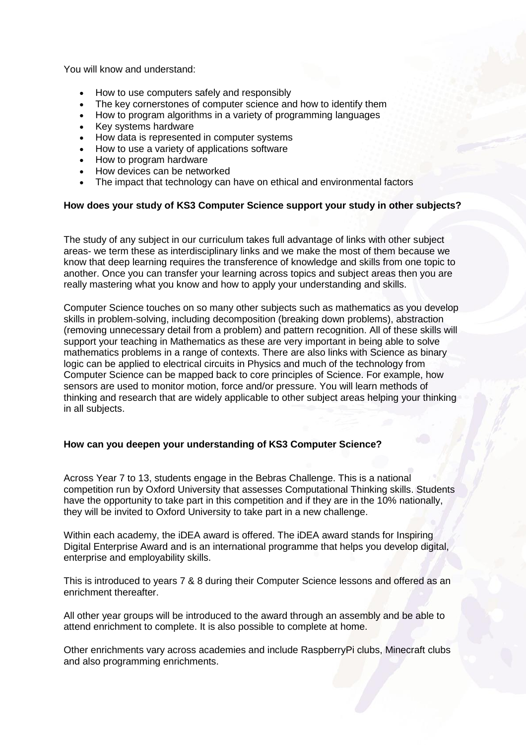You will know and understand:

- How to use computers safely and responsibly
- The key cornerstones of computer science and how to identify them
- How to program algorithms in a variety of programming languages
- Key systems hardware
- How data is represented in computer systems
- How to use a variety of applications software
- How to program hardware
- How devices can be networked
- The impact that technology can have on ethical and environmental factors

**How does your study of KS3 Computer Science support your study in other subjects?**

The study of any subject in our curriculum takes full advantage of links with other subject areas- we term these as interdisciplinary links and we make the most of them because we know that deep learning requires the transference of knowledge and skills from one topic to another. Once you can transfer your learning across topics and subject areas then you are really mastering what you know and how to apply your understanding and skills.

Computer Science touches on so many other subjects such as mathematics as you develop skills in problem-solving, including decomposition (breaking down problems), abstraction (removing unnecessary detail from a problem) and pattern recognition. All of these skills will support your teaching in Mathematics as these are very important in being able to solve mathematics problems in a range of contexts. There are also links with Science as binary logic can be applied to electrical circuits in Physics and much of the technology from Computer Science can be mapped back to core principles of Science. For example, how sensors are used to monitor motion, force and/or pressure. You will learn methods of thinking and research that are widely applicable to other subject areas helping your thinking in all subjects.

**How can you deepen your understanding of KS3 Computer Science?**

Across Year 7 to 13, students engage in the Bebras Challenge. This is a national competition run by Oxford University that assesses Computational Thinking skills. Students have the opportunity to take part in this competition and if they are in the 10% nationally, they will be invited to Oxford University to take part in a new challenge.

Within each academy, the iDEA award is offered. The iDEA award stands for Inspiring Digital Enterprise Award and is an international programme that helps you develop digital, enterprise and employability skills.

This is introduced to years 7 & 8 during their Computer Science lessons and offered as an enrichment thereafter.

All other year groups will be introduced to the award through an assembly and be able to attend enrichment to complete. It is also possible to complete at home.

Other enrichments vary across academies and include RaspberryPi clubs, Minecraft clubs and also programming enrichments.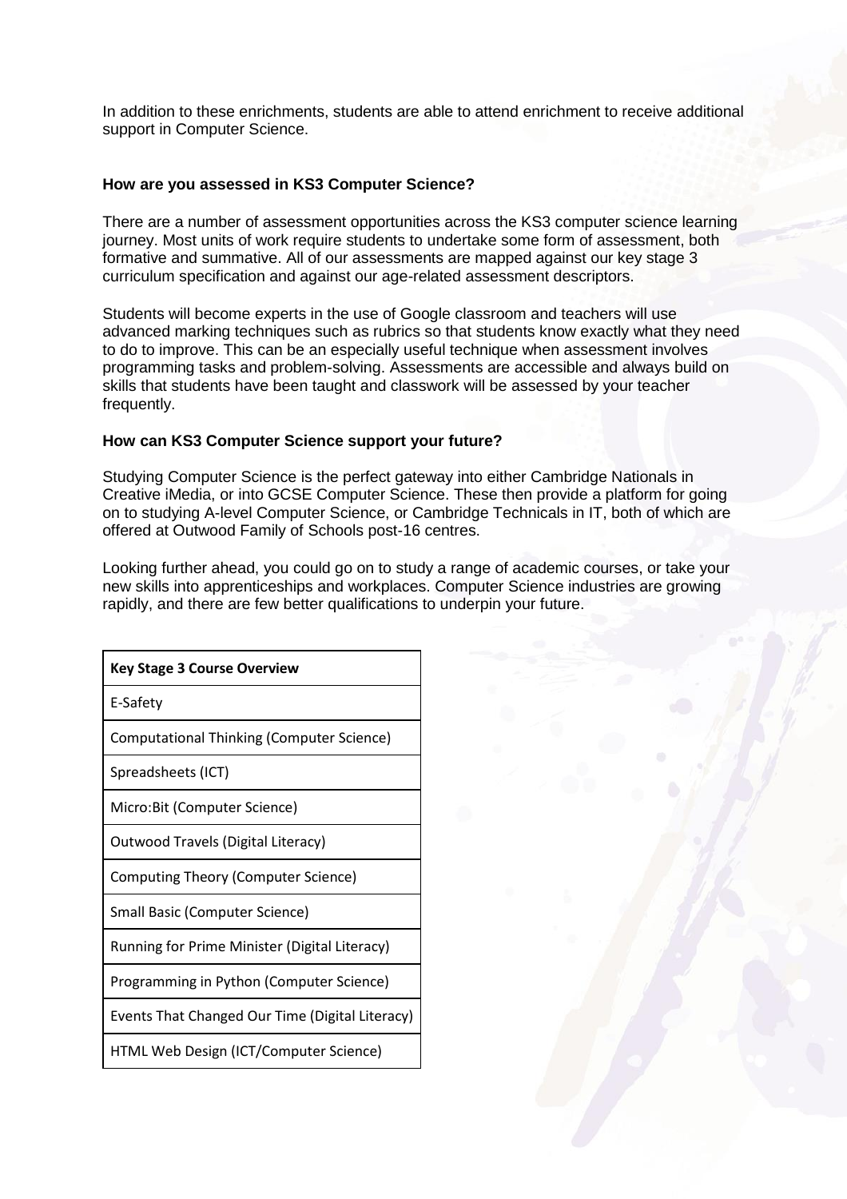In addition to these enrichments, students are able to attend enrichment to receive additional support in Computer Science.

**How are you assessed in KS3 Computer Science?**

There are a number of assessment opportunities across the KS3 computer science learning journey. Most units of work require students to undertake some form of assessment, both formative and summative. All of our assessments are mapped against our key stage 3 curriculum specification and against our age-related assessment descriptors.

Students will become experts in the use of Google classroom and teachers will use advanced marking techniques such as rubrics so that students know exactly what they need to do to improve. This can be an especially useful technique when assessment involves programming tasks and problem-solving. Assessments are accessible and always build on skills that students have been taught and classwork will be assessed by your teacher frequently.

**How can KS3 Computer Science support your future?**

Studying Computer Science is the perfect gateway into either Cambridge Nationals in Creative iMedia, or into GCSE Computer Science. These then provide a platform for going on to studying A-level Computer Science, or Cambridge Technicals in IT, both of which are offered at Outwood Family of Schools post-16 centres.

Looking further ahead, you could go on to study a range of academic courses, or take your new skills into apprenticeships and workplaces. Computer Science industries are growing rapidly, and there are few better qualifications to underpin your future.

| **Key Stage 3 Course Overview** |
|---|
| E-Safety |
| Computational Thinking (Computer Science) |
| Spreadsheets (ICT) |
| Micro:Bit (Computer Science) |
| Outwood Travels (Digital Literacy) |
| Computing Theory (Computer Science) |
| Small Basic (Computer Science) |
| Running for Prime Minister (Digital Literacy) |
| Programming in Python (Computer Science) |
| Events That Changed Our Time (Digital Literacy) |
| HTML Web Design (ICT/Computer Science) |